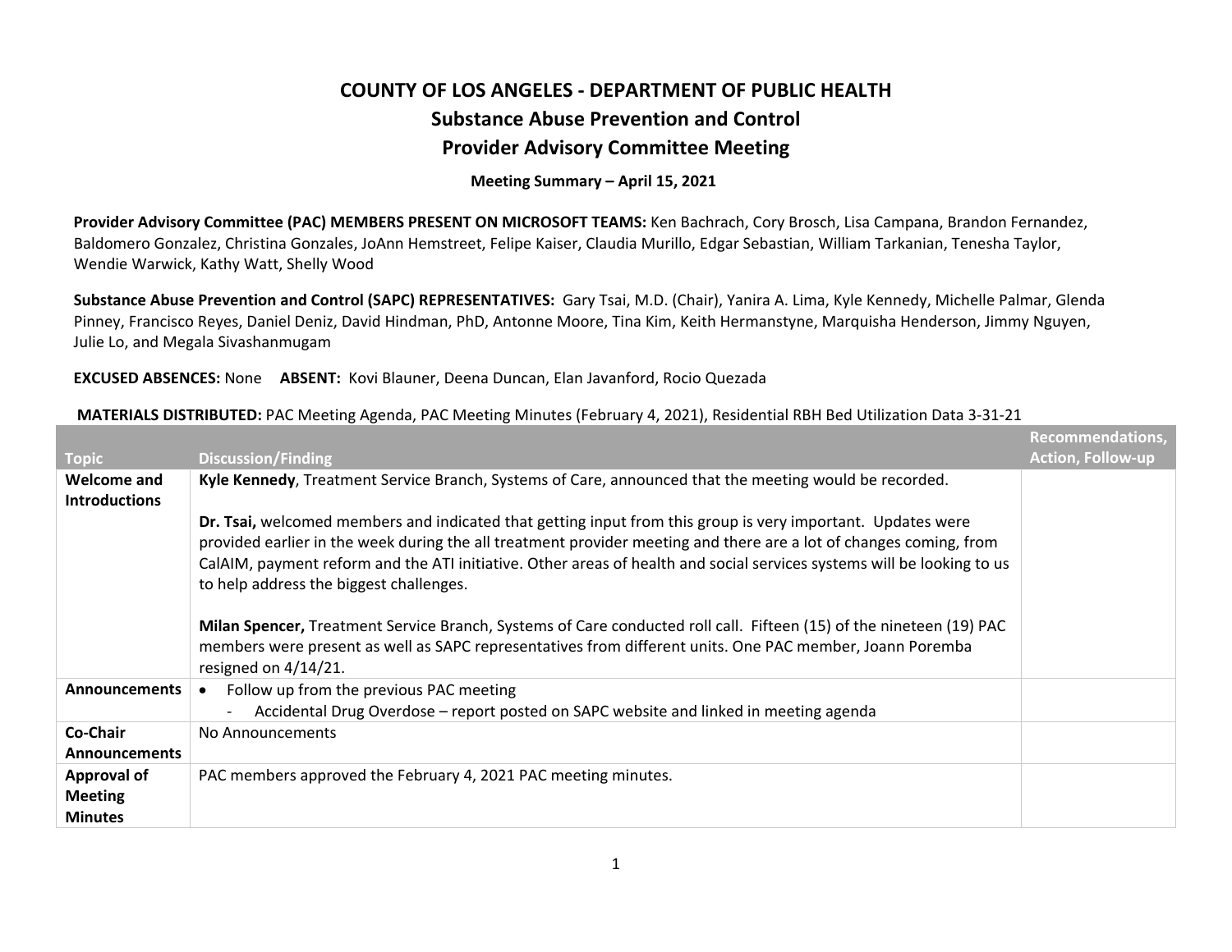# COUNTY OF LOS ANGELES - DEPARTMENT OF PUBLIC HEALTH

## Substance Abuse Prevention and Control

## Provider Advisory Committee Meeting

**Meeting Summary – April 15, 2021**

**Provider Advisory Committee (PAC) MEMBERS PRESENT ON MICROSOFT TEAMS:** Ken Bachrach, Cory Brosch, Lisa Campana, Brandon Fernandez, Baldomero Gonzalez, Christina Gonzales, JoAnn Hemstreet, Felipe Kaiser, Claudia Murillo, Edgar Sebastian, William Tarkanian, Tenesha Taylor, Wendie Warwick, Kathy Watt, Shelly Wood

**Substance Abuse Prevention and Control (SAPC) REPRESENTATIVES:** Gary Tsai, M.D. (Chair), Yanira A. Lima, Kyle Kennedy, Michelle Palmar, Glenda Pinney, Francisco Reyes, Daniel Deniz, David Hindman, PhD, Antonne Moore, Tina Kim, Keith Hermanstyne, Marquisha Henderson, Jimmy Nguyen, Julie Lo, and Megala Sivashanmugam

**EXCUSED ABSENCES:** None **ABSENT:** Kovi Blauner, Deena Duncan, Elan Javanford, Rocio Quezada

**MATERIALS DISTRIBUTED:** PAC Meeting Agenda, PAC Meeting Minutes (February 4, 2021), Residential RBH Bed Utilization Data 3-31-21

| Topic | Discussion/Finding | Recommendations, Action, Follow-up |
|---|---|---|
| **Welcome and Introductions** | **Kyle Kennedy**, Treatment Service Branch, Systems of Care, announced that the meeting would be recorded.<br><br>**Dr. Tsai,** welcomed members and indicated that getting input from this group is very important. Updates were provided earlier in the week during the all treatment provider meeting and there are a lot of changes coming, from CalAIM, payment reform and the ATI initiative. Other areas of health and social services systems will be looking to us to help address the biggest challenges.<br><br>**Milan Spencer,** Treatment Service Branch, Systems of Care conducted roll call. Fifteen (15) of the nineteen (19) PAC members were present as well as SAPC representatives from different units. One PAC member, Joann Poremba resigned on 4/14/21. | |
| **Announcements** | • Follow up from the previous PAC meeting<br>&nbsp;&nbsp;&nbsp;&nbsp;- Accidental Drug Overdose – report posted on SAPC website and linked in meeting agenda | |
| **Co-Chair Announcements** | No Announcements | |
| **Approval of Meeting Minutes** | PAC members approved the February 4, 2021 PAC meeting minutes. | |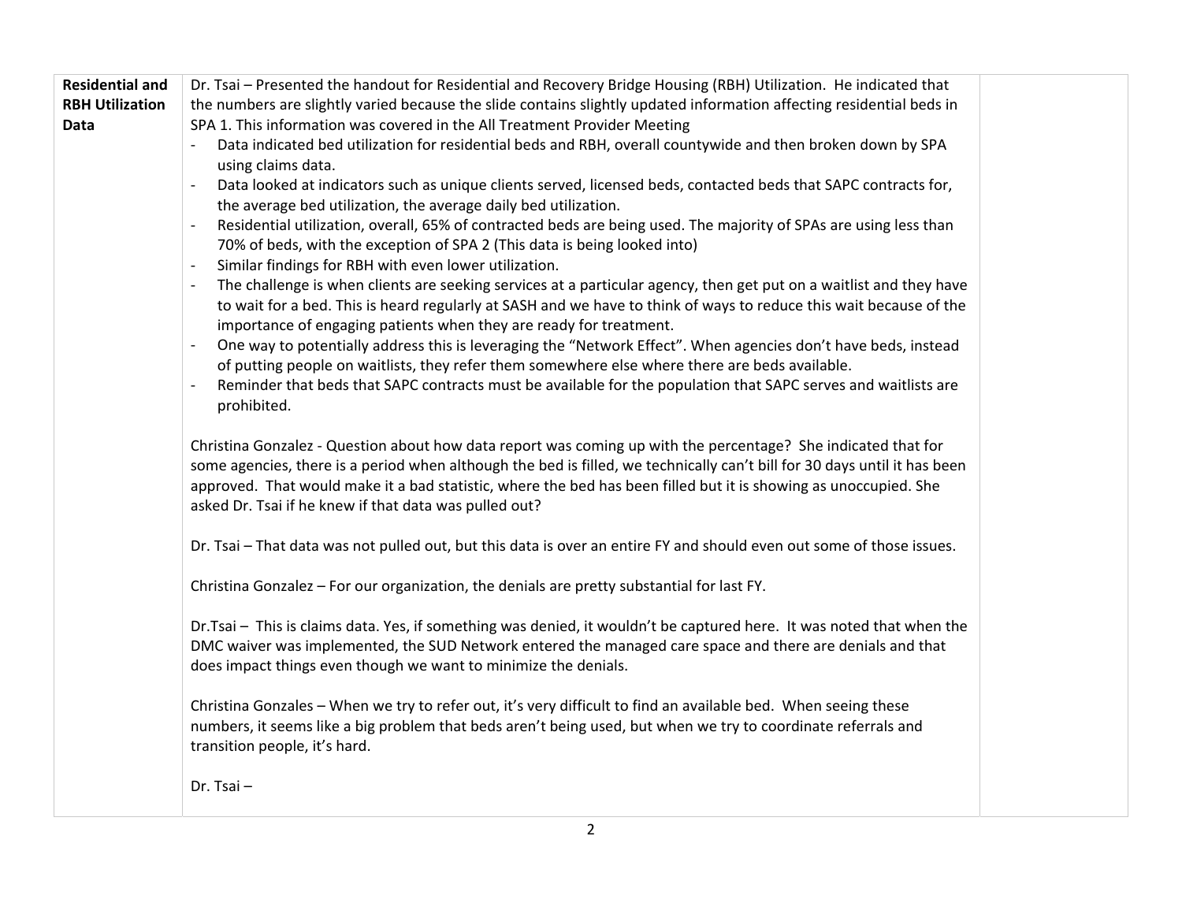| Residential and RBH Utilization Data | Dr. Tsai – Presented the handout for Residential and Recovery Bridge Housing (RBH) Utilization. He indicated that the numbers are slightly varied because the slide contains slightly updated information affecting residential beds in SPA 1. This information was covered in the All Treatment Provider Meeting<br>- Data indicated bed utilization for residential beds and RBH, overall countywide and then broken down by SPA using claims data.<br>- Data looked at indicators such as unique clients served, licensed beds, contacted beds that SAPC contracts for, the average bed utilization, the average daily bed utilization.<br>- Residential utilization, overall, 65% of contracted beds are being used. The majority of SPAs are using less than 70% of beds, with the exception of SPA 2 (This data is being looked into)<br>- Similar findings for RBH with even lower utilization.<br>- The challenge is when clients are seeking services at a particular agency, then get put on a waitlist and they have to wait for a bed. This is heard regularly at SASH and we have to think of ways to reduce this wait because of the importance of engaging patients when they are ready for treatment.<br>- One way to potentially address this is leveraging the "Network Effect". When agencies don't have beds, instead of putting people on waitlists, they refer them somewhere else where there are beds available.<br>- Reminder that beds that SAPC contracts must be available for the population that SAPC serves and waitlists are prohibited.<br><br>Christina Gonzalez - Question about how data report was coming up with the percentage? She indicated that for some agencies, there is a period when although the bed is filled, we technically can't bill for 30 days until it has been approved. That would make it a bad statistic, where the bed has been filled but it is showing as unoccupied. She asked Dr. Tsai if he knew if that data was pulled out?<br><br>Dr. Tsai – That data was not pulled out, but this data is over an entire FY and should even out some of those issues.<br><br>Christina Gonzalez – For our organization, the denials are pretty substantial for last FY.<br><br>Dr.Tsai – This is claims data. Yes, if something was denied, it wouldn't be captured here. It was noted that when the DMC waiver was implemented, the SUD Network entered the managed care space and there are denials and that does impact things even though we want to minimize the denials.<br><br>Christina Gonzales – When we try to refer out, it's very difficult to find an available bed. When seeing these numbers, it seems like a big problem that beds aren't being used, but when we try to coordinate referrals and transition people, it's hard.<br><br>Dr. Tsai – | |
|---|---|---|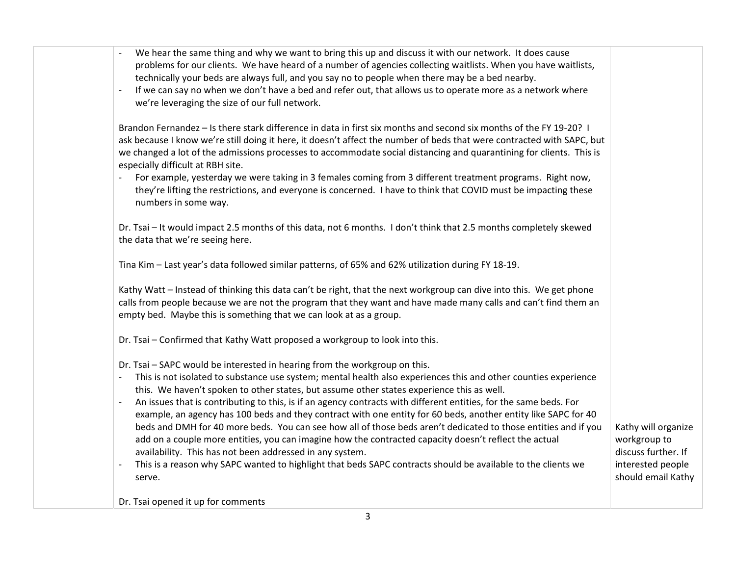| | | |
|---|---|---|
| | - We hear the same thing and why we want to bring this up and discuss it with our network. It does cause problems for our clients. We have heard of a number of agencies collecting waitlists. When you have waitlists, technically your beds are always full, and you say no to people when there may be a bed nearby.<br>- If we can say no when we don't have a bed and refer out, that allows us to operate more as a network where we're leveraging the size of our full network.<br><br>Brandon Fernandez – Is there stark difference in data in first six months and second six months of the FY 19-20? I ask because I know we're still doing it here, it doesn't affect the number of beds that were contracted with SAPC, but we changed a lot of the admissions processes to accommodate social distancing and quarantining for clients. This is especially difficult at RBH site.<br>- For example, yesterday we were taking in 3 females coming from 3 different treatment programs. Right now, they're lifting the restrictions, and everyone is concerned. I have to think that COVID must be impacting these numbers in some way.<br><br>Dr. Tsai – It would impact 2.5 months of this data, not 6 months. I don't think that 2.5 months completely skewed the data that we're seeing here.<br><br>Tina Kim – Last year's data followed similar patterns, of 65% and 62% utilization during FY 18-19.<br><br>Kathy Watt – Instead of thinking this data can't be right, that the next workgroup can dive into this. We get phone calls from people because we are not the program that they want and have made many calls and can't find them an empty bed. Maybe this is something that we can look at as a group.<br><br>Dr. Tsai – Confirmed that Kathy Watt proposed a workgroup to look into this.<br><br>Dr. Tsai – SAPC would be interested in hearing from the workgroup on this.<br>- This is not isolated to substance use system; mental health also experiences this and other counties experience this. We haven't spoken to other states, but assume other states experience this as well.<br>- An issues that is contributing to this, is if an agency contracts with different entities, for the same beds. For example, an agency has 100 beds and they contract with one entity for 60 beds, another entity like SAPC for 40 beds and DMH for 40 more beds. You can see how all of those beds aren't dedicated to those entities and if you add on a couple more entities, you can imagine how the contracted capacity doesn't reflect the actual availability. This has not been addressed in any system.<br>- This is a reason why SAPC wanted to highlight that beds SAPC contracts should be available to the clients we serve.<br><br>Dr. Tsai opened it up for comments | Kathy will organize workgroup to discuss further. If interested people should email Kathy |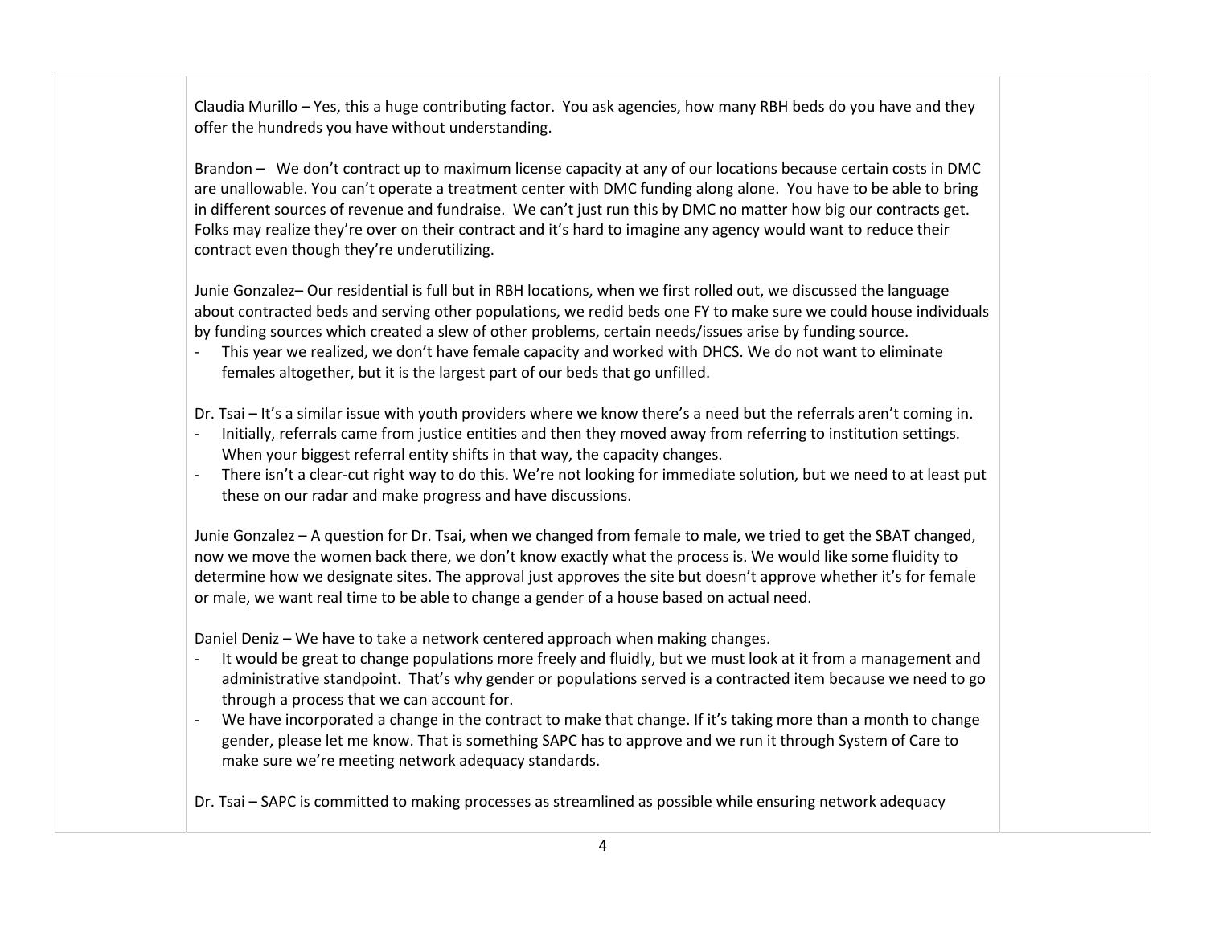Claudia Murillo – Yes, this a huge contributing factor. You ask agencies, how many RBH beds do you have and they offer the hundreds you have without understanding.

Brandon – We don't contract up to maximum license capacity at any of our locations because certain costs in DMC are unallowable. You can't operate a treatment center with DMC funding along alone. You have to be able to bring in different sources of revenue and fundraise. We can't just run this by DMC no matter how big our contracts get. Folks may realize they're over on their contract and it's hard to imagine any agency would want to reduce their contract even though they're underutilizing.

Junie Gonzalez– Our residential is full but in RBH locations, when we first rolled out, we discussed the language about contracted beds and serving other populations, we redid beds one FY to make sure we could house individuals by funding sources which created a slew of other problems, certain needs/issues arise by funding source.

- This year we realized, we don't have female capacity and worked with DHCS. We do not want to eliminate females altogether, but it is the largest part of our beds that go unfilled.

Dr. Tsai – It's a similar issue with youth providers where we know there's a need but the referrals aren't coming in.

- Initially, referrals came from justice entities and then they moved away from referring to institution settings. When your biggest referral entity shifts in that way, the capacity changes.
- There isn't a clear-cut right way to do this. We're not looking for immediate solution, but we need to at least put these on our radar and make progress and have discussions.

Junie Gonzalez – A question for Dr. Tsai, when we changed from female to male, we tried to get the SBAT changed, now we move the women back there, we don't know exactly what the process is. We would like some fluidity to determine how we designate sites. The approval just approves the site but doesn't approve whether it's for female or male, we want real time to be able to change a gender of a house based on actual need.

Daniel Deniz – We have to take a network centered approach when making changes.

- It would be great to change populations more freely and fluidly, but we must look at it from a management and administrative standpoint. That's why gender or populations served is a contracted item because we need to go through a process that we can account for.
- We have incorporated a change in the contract to make that change. If it's taking more than a month to change gender, please let me know. That is something SAPC has to approve and we run it through System of Care to make sure we're meeting network adequacy standards.

Dr. Tsai – SAPC is committed to making processes as streamlined as possible while ensuring network adequacy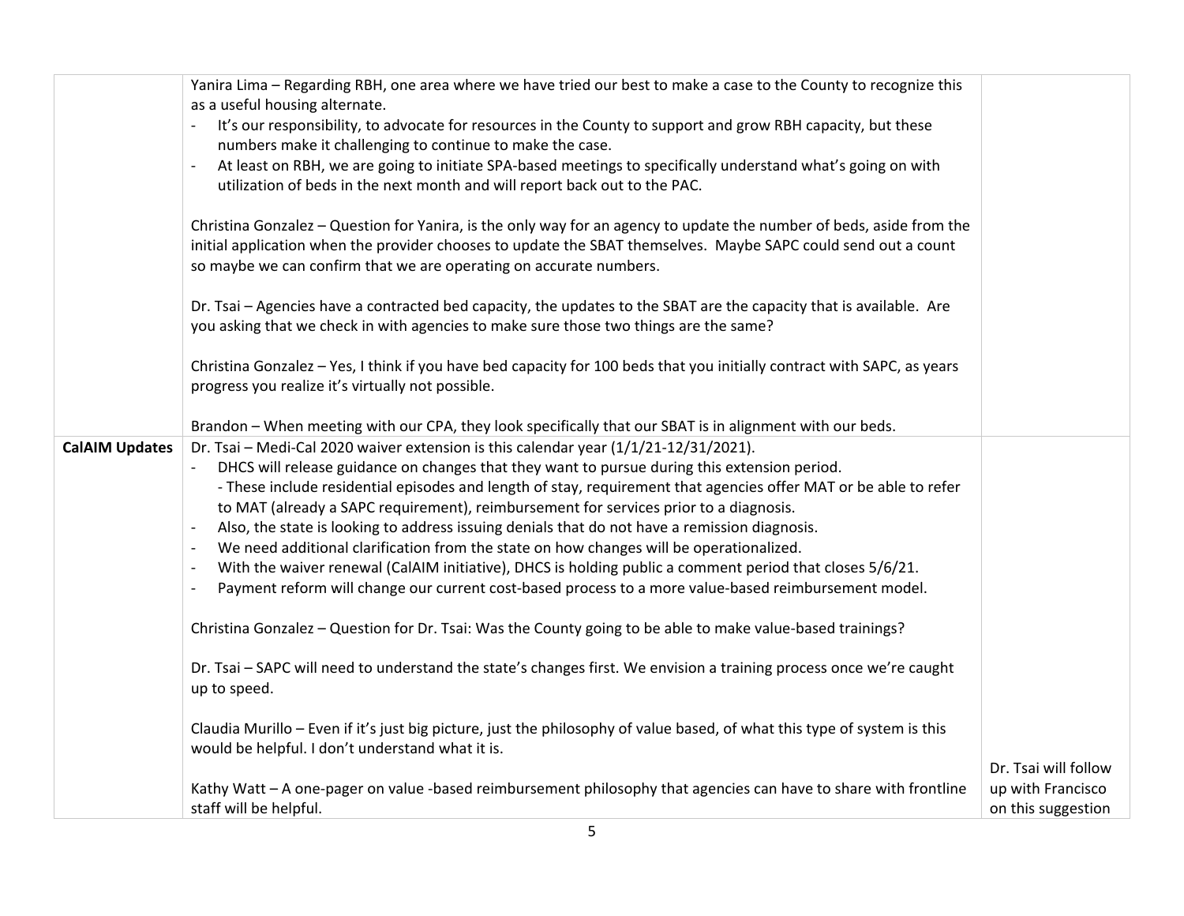| | | |
|---|---|---|
| | Yanira Lima – Regarding RBH, one area where we have tried our best to make a case to the County to recognize this as a useful housing alternate.<br>- It's our responsibility, to advocate for resources in the County to support and grow RBH capacity, but these numbers make it challenging to continue to make the case.<br>- At least on RBH, we are going to initiate SPA-based meetings to specifically understand what's going on with utilization of beds in the next month and will report back out to the PAC.<br><br>Christina Gonzalez – Question for Yanira, is the only way for an agency to update the number of beds, aside from the initial application when the provider chooses to update the SBAT themselves. Maybe SAPC could send out a count so maybe we can confirm that we are operating on accurate numbers.<br><br>Dr. Tsai – Agencies have a contracted bed capacity, the updates to the SBAT are the capacity that is available. Are you asking that we check in with agencies to make sure those two things are the same?<br><br>Christina Gonzalez – Yes, I think if you have bed capacity for 100 beds that you initially contract with SAPC, as years progress you realize it's virtually not possible.<br><br>Brandon – When meeting with our CPA, they look specifically that our SBAT is in alignment with our beds. | |
| **CalAIM Updates** | Dr. Tsai – Medi-Cal 2020 waiver extension is this calendar year (1/1/21-12/31/2021).<br>- DHCS will release guidance on changes that they want to pursue during this extension period.<br>- These include residential episodes and length of stay, requirement that agencies offer MAT or be able to refer to MAT (already a SAPC requirement), reimbursement for services prior to a diagnosis.<br>- Also, the state is looking to address issuing denials that do not have a remission diagnosis.<br>- We need additional clarification from the state on how changes will be operationalized.<br>- With the waiver renewal (CalAIM initiative), DHCS is holding public a comment period that closes 5/6/21.<br>- Payment reform will change our current cost-based process to a more value-based reimbursement model.<br><br>Christina Gonzalez – Question for Dr. Tsai: Was the County going to be able to make value-based trainings?<br><br>Dr. Tsai – SAPC will need to understand the state's changes first. We envision a training process once we're caught up to speed.<br><br>Claudia Murillo – Even if it's just big picture, just the philosophy of value based, of what this type of system is this would be helpful. I don't understand what it is.<br><br>Kathy Watt – A one-pager on value -based reimbursement philosophy that agencies can have to share with frontline staff will be helpful. | Dr. Tsai will follow up with Francisco on this suggestion |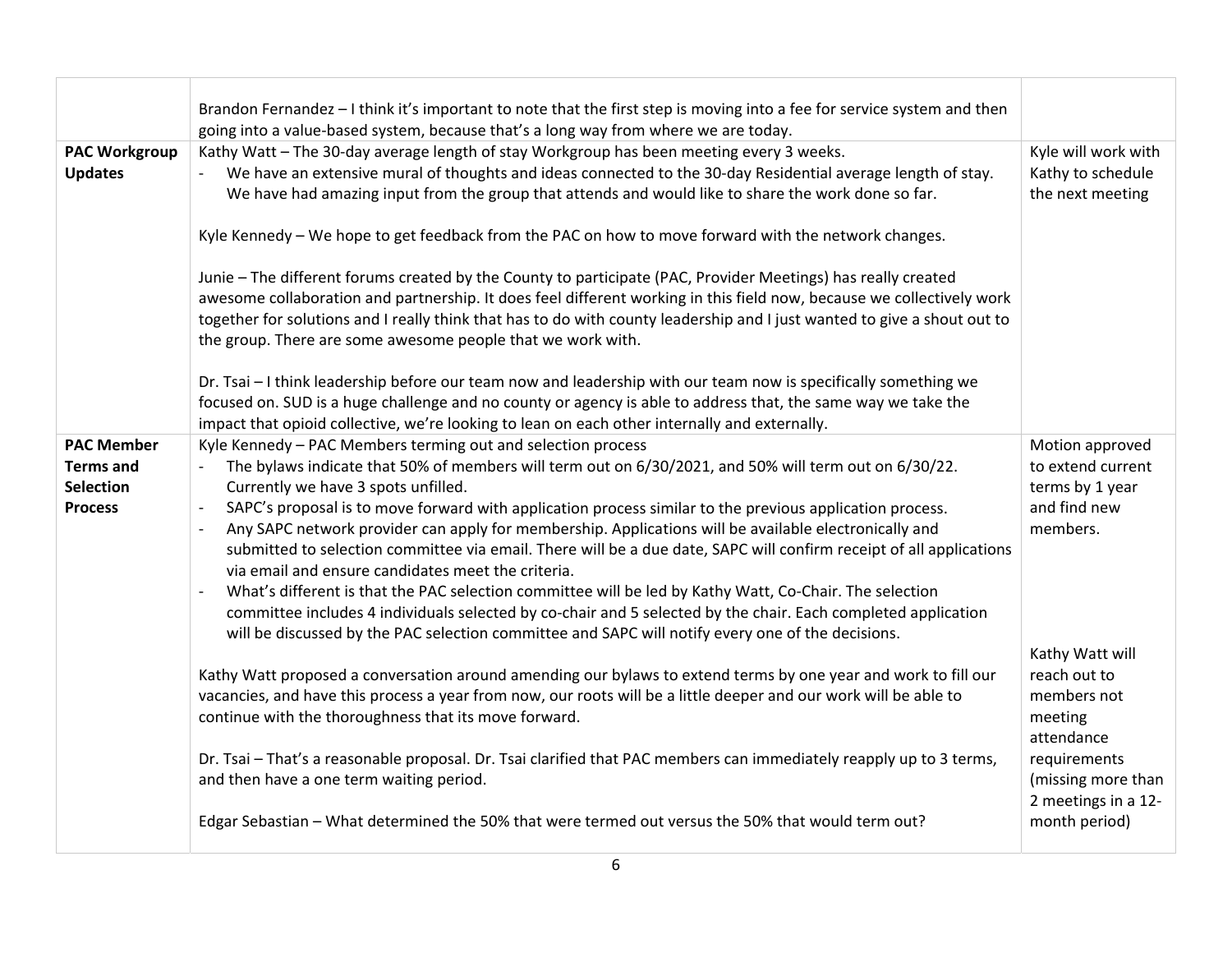| | | |
|---|---|---|
| | Brandon Fernandez – I think it's important to note that the first step is moving into a fee for service system and then going into a value-based system, because that's a long way from where we are today. | |
| **PAC Workgroup Updates** | Kathy Watt – The 30-day average length of stay Workgroup has been meeting every 3 weeks.<br>- We have an extensive mural of thoughts and ideas connected to the 30-day Residential average length of stay. We have had amazing input from the group that attends and would like to share the work done so far.<br><br>Kyle Kennedy – We hope to get feedback from the PAC on how to move forward with the network changes.<br><br>Junie – The different forums created by the County to participate (PAC, Provider Meetings) has really created awesome collaboration and partnership. It does feel different working in this field now, because we collectively work together for solutions and I really think that has to do with county leadership and I just wanted to give a shout out to the group. There are some awesome people that we work with.<br><br>Dr. Tsai – I think leadership before our team now and leadership with our team now is specifically something we focused on. SUD is a huge challenge and no county or agency is able to address that, the same way we take the impact that opioid collective, we're looking to lean on each other internally and externally. | Kyle will work with Kathy to schedule the next meeting |
| **PAC Member Terms and Selection Process** | Kyle Kennedy – PAC Members terming out and selection process<br>- The bylaws indicate that 50% of members will term out on 6/30/2021, and 50% will term out on 6/30/22. Currently we have 3 spots unfilled.<br>- SAPC's proposal is to move forward with application process similar to the previous application process.<br>- Any SAPC network provider can apply for membership. Applications will be available electronically and submitted to selection committee via email. There will be a due date, SAPC will confirm receipt of all applications via email and ensure candidates meet the criteria.<br>- What's different is that the PAC selection committee will be led by Kathy Watt, Co-Chair. The selection committee includes 4 individuals selected by co-chair and 5 selected by the chair. Each completed application will be discussed by the PAC selection committee and SAPC will notify every one of the decisions.<br><br>Kathy Watt proposed a conversation around amending our bylaws to extend terms by one year and work to fill our vacancies, and have this process a year from now, our roots will be a little deeper and our work will be able to continue with the thoroughness that its move forward.<br><br>Dr. Tsai – That's a reasonable proposal. Dr. Tsai clarified that PAC members can immediately reapply up to 3 terms, and then have a one term waiting period.<br><br>Edgar Sebastian – What determined the 50% that were termed out versus the 50% that would term out? | Motion approved to extend current terms by 1 year and find new members.<br><br>Kathy Watt will reach out to members not meeting attendance requirements (missing more than 2 meetings in a 12-month period) |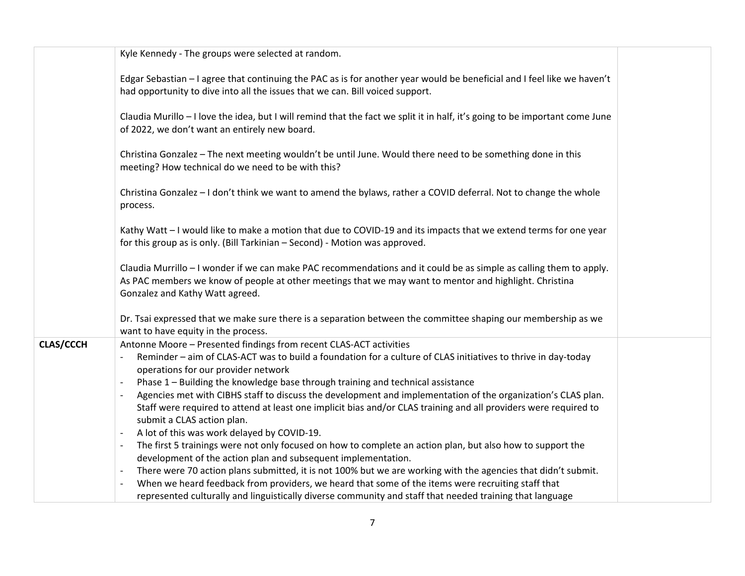| | | |
|---|---|---|
| | Kyle Kennedy - The groups were selected at random.<br><br>Edgar Sebastian – I agree that continuing the PAC as is for another year would be beneficial and I feel like we haven't had opportunity to dive into all the issues that we can. Bill voiced support.<br><br>Claudia Murillo – I love the idea, but I will remind that the fact we split it in half, it's going to be important come June of 2022, we don't want an entirely new board.<br><br>Christina Gonzalez – The next meeting wouldn't be until June. Would there need to be something done in this meeting? How technical do we need to be with this?<br><br>Christina Gonzalez – I don't think we want to amend the bylaws, rather a COVID deferral. Not to change the whole process.<br><br>Kathy Watt – I would like to make a motion that due to COVID-19 and its impacts that we extend terms for one year for this group as is only. (Bill Tarkinian – Second) - Motion was approved.<br><br>Claudia Murrillo – I wonder if we can make PAC recommendations and it could be as simple as calling them to apply. As PAC members we know of people at other meetings that we may want to mentor and highlight. Christina Gonzalez and Kathy Watt agreed.<br><br>Dr. Tsai expressed that we make sure there is a separation between the committee shaping our membership as we want to have equity in the process. | |
| **CLAS/CCCH** | Antonne Moore – Presented findings from recent CLAS-ACT activities<br>- Reminder – aim of CLAS-ACT was to build a foundation for a culture of CLAS initiatives to thrive in day-today operations for our provider network<br>- Phase 1 – Building the knowledge base through training and technical assistance<br>- Agencies met with CIBHS staff to discuss the development and implementation of the organization's CLAS plan. Staff were required to attend at least one implicit bias and/or CLAS training and all providers were required to submit a CLAS action plan.<br>- A lot of this was work delayed by COVID-19.<br>- The first 5 trainings were not only focused on how to complete an action plan, but also how to support the development of the action plan and subsequent implementation.<br>- There were 70 action plans submitted, it is not 100% but we are working with the agencies that didn't submit.<br>- When we heard feedback from providers, we heard that some of the items were recruiting staff that represented culturally and linguistically diverse community and staff that needed training that language | |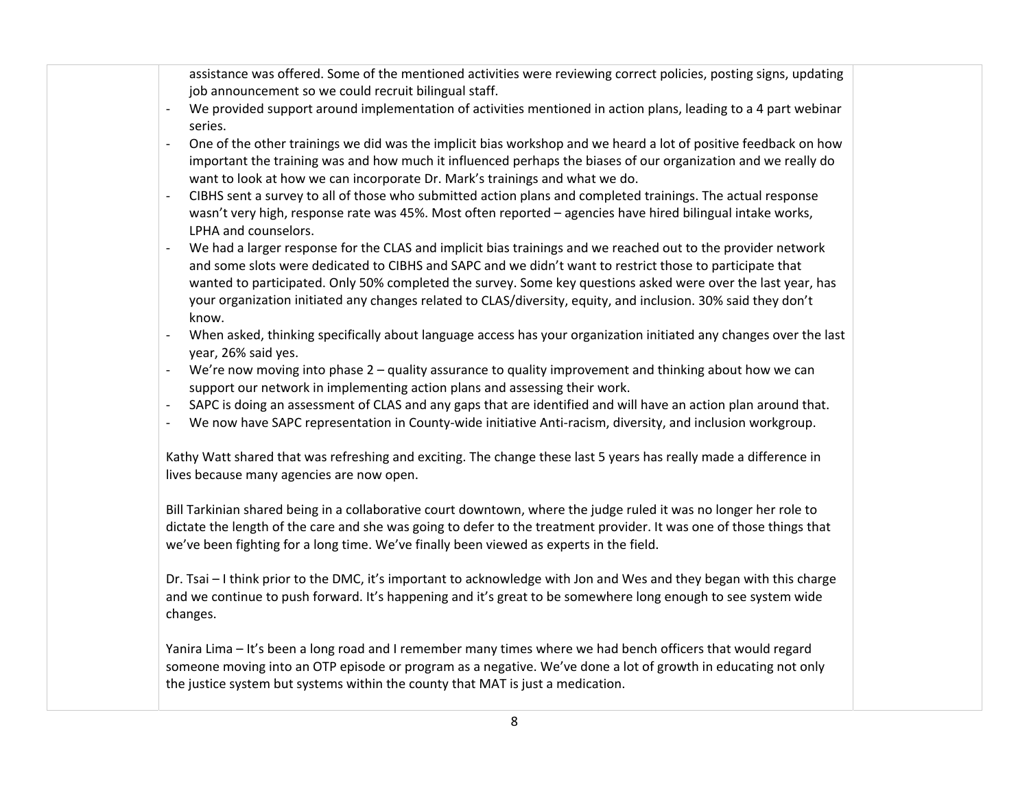assistance was offered. Some of the mentioned activities were reviewing correct policies, posting signs, updating job announcement so we could recruit bilingual staff.

- We provided support around implementation of activities mentioned in action plans, leading to a 4 part webinar series.
- One of the other trainings we did was the implicit bias workshop and we heard a lot of positive feedback on how important the training was and how much it influenced perhaps the biases of our organization and we really do want to look at how we can incorporate Dr. Mark's trainings and what we do.
- CIBHS sent a survey to all of those who submitted action plans and completed trainings. The actual response wasn't very high, response rate was 45%. Most often reported – agencies have hired bilingual intake works, LPHA and counselors.
- We had a larger response for the CLAS and implicit bias trainings and we reached out to the provider network and some slots were dedicated to CIBHS and SAPC and we didn't want to restrict those to participate that wanted to participated. Only 50% completed the survey. Some key questions asked were over the last year, has your organization initiated any changes related to CLAS/diversity, equity, and inclusion. 30% said they don't know.
- When asked, thinking specifically about language access has your organization initiated any changes over the last year, 26% said yes.
- We're now moving into phase 2 – quality assurance to quality improvement and thinking about how we can support our network in implementing action plans and assessing their work.
- SAPC is doing an assessment of CLAS and any gaps that are identified and will have an action plan around that.
- We now have SAPC representation in County-wide initiative Anti-racism, diversity, and inclusion workgroup.

Kathy Watt shared that was refreshing and exciting. The change these last 5 years has really made a difference in lives because many agencies are now open.

Bill Tarkinian shared being in a collaborative court downtown, where the judge ruled it was no longer her role to dictate the length of the care and she was going to defer to the treatment provider. It was one of those things that we've been fighting for a long time. We've finally been viewed as experts in the field.

Dr. Tsai – I think prior to the DMC, it's important to acknowledge with Jon and Wes and they began with this charge and we continue to push forward. It's happening and it's great to be somewhere long enough to see system wide changes.

Yanira Lima – It's been a long road and I remember many times where we had bench officers that would regard someone moving into an OTP episode or program as a negative. We've done a lot of growth in educating not only the justice system but systems within the county that MAT is just a medication.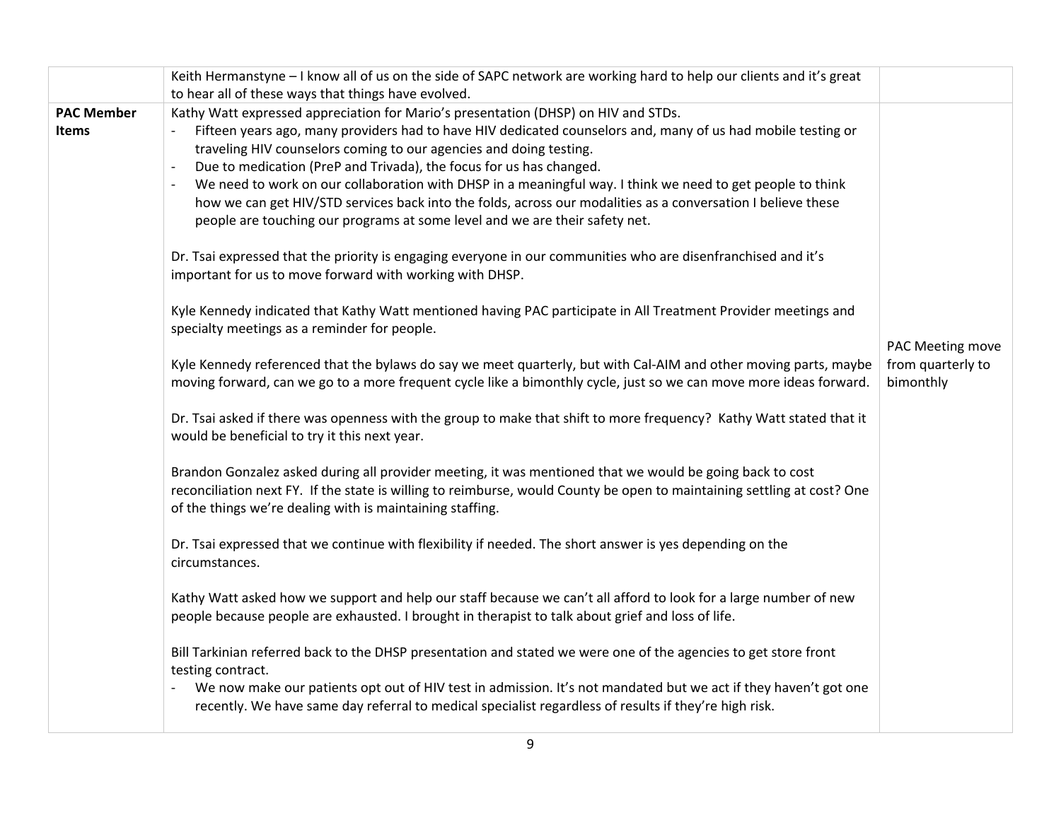| | | |
|---|---|---|
| | Keith Hermanstyne – I know all of us on the side of SAPC network are working hard to help our clients and it's great to hear all of these ways that things have evolved. | |
| **PAC Member Items** | Kathy Watt expressed appreciation for Mario's presentation (DHSP) on HIV and STDs.<br>- Fifteen years ago, many providers had to have HIV dedicated counselors and, many of us had mobile testing or traveling HIV counselors coming to our agencies and doing testing.<br>- Due to medication (PreP and Trivada), the focus for us has changed.<br>- We need to work on our collaboration with DHSP in a meaningful way. I think we need to get people to think how we can get HIV/STD services back into the folds, across our modalities as a conversation I believe these people are touching our programs at some level and we are their safety net.<br><br>Dr. Tsai expressed that the priority is engaging everyone in our communities who are disenfranchised and it's important for us to move forward with working with DHSP.<br><br>Kyle Kennedy indicated that Kathy Watt mentioned having PAC participate in All Treatment Provider meetings and specialty meetings as a reminder for people.<br><br>Kyle Kennedy referenced that the bylaws do say we meet quarterly, but with Cal-AIM and other moving parts, maybe moving forward, can we go to a more frequent cycle like a bimonthly cycle, just so we can move more ideas forward.<br><br>Dr. Tsai asked if there was openness with the group to make that shift to more frequency? Kathy Watt stated that it would be beneficial to try it this next year.<br><br>Brandon Gonzalez asked during all provider meeting, it was mentioned that we would be going back to cost reconciliation next FY. If the state is willing to reimburse, would County be open to maintaining settling at cost? One of the things we're dealing with is maintaining staffing.<br><br>Dr. Tsai expressed that we continue with flexibility if needed. The short answer is yes depending on the circumstances.<br><br>Kathy Watt asked how we support and help our staff because we can't all afford to look for a large number of new people because people are exhausted. I brought in therapist to talk about grief and loss of life.<br><br>Bill Tarkinian referred back to the DHSP presentation and stated we were one of the agencies to get store front testing contract.<br>- We now make our patients opt out of HIV test in admission. It's not mandated but we act if they haven't got one recently. We have same day referral to medical specialist regardless of results if they're high risk. | PAC Meeting move from quarterly to bimonthly |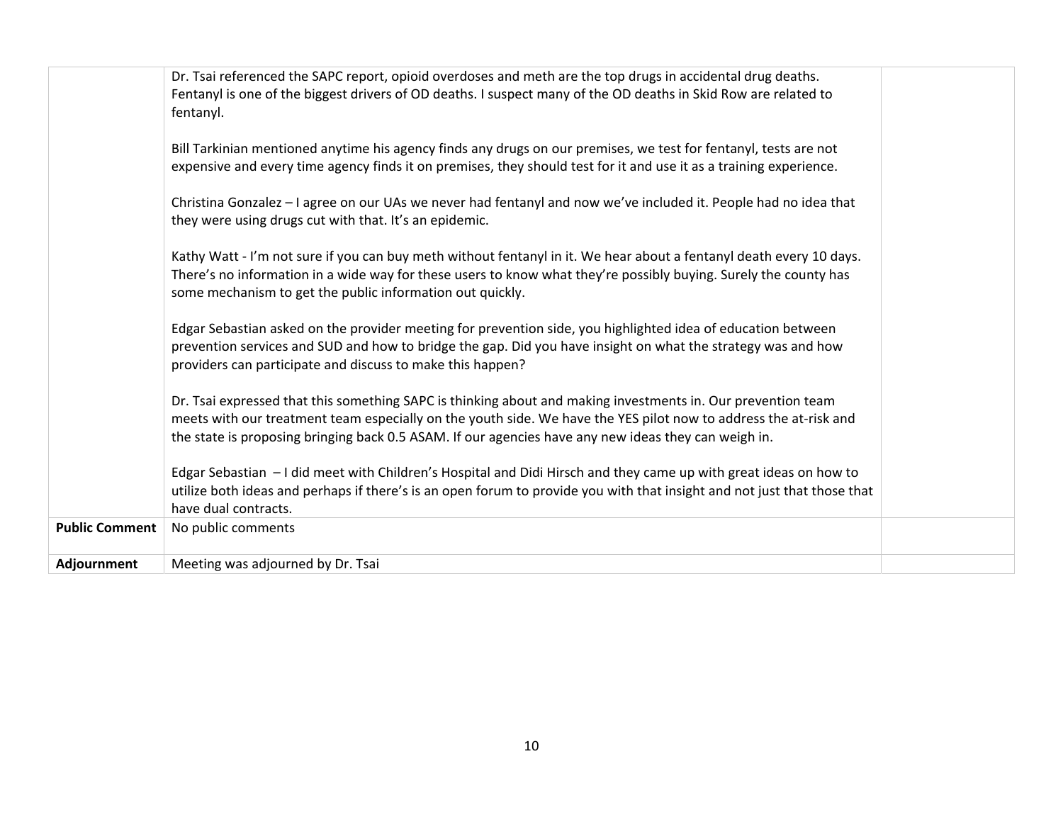| | | |
|---|---|---|
| | Dr. Tsai referenced the SAPC report, opioid overdoses and meth are the top drugs in accidental drug deaths. Fentanyl is one of the biggest drivers of OD deaths. I suspect many of the OD deaths in Skid Row are related to fentanyl.<br><br>Bill Tarkinian mentioned anytime his agency finds any drugs on our premises, we test for fentanyl, tests are not expensive and every time agency finds it on premises, they should test for it and use it as a training experience.<br><br>Christina Gonzalez – I agree on our UAs we never had fentanyl and now we've included it. People had no idea that they were using drugs cut with that. It's an epidemic.<br><br>Kathy Watt - I'm not sure if you can buy meth without fentanyl in it. We hear about a fentanyl death every 10 days. There's no information in a wide way for these users to know what they're possibly buying. Surely the county has some mechanism to get the public information out quickly.<br><br>Edgar Sebastian asked on the provider meeting for prevention side, you highlighted idea of education between prevention services and SUD and how to bridge the gap. Did you have insight on what the strategy was and how providers can participate and discuss to make this happen?<br><br>Dr. Tsai expressed that this something SAPC is thinking about and making investments in. Our prevention team meets with our treatment team especially on the youth side. We have the YES pilot now to address the at-risk and the state is proposing bringing back 0.5 ASAM. If our agencies have any new ideas they can weigh in.<br><br>Edgar Sebastian – I did meet with Children's Hospital and Didi Hirsch and they came up with great ideas on how to utilize both ideas and perhaps if there's is an open forum to provide you with that insight and not just that those that have dual contracts. | |
| **Public Comment** | No public comments | |
| **Adjournment** | Meeting was adjourned by Dr. Tsai | |